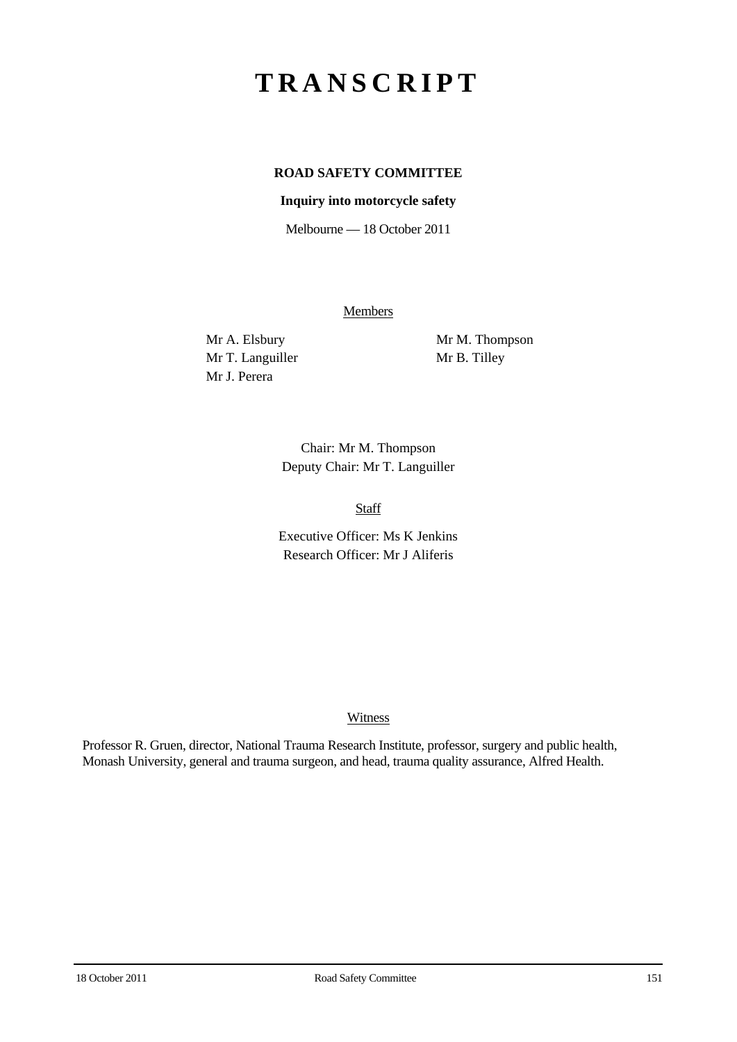# TRANSCRIPT

**ROAD SAFETY COMMITTEE**

**Inquiry into motorcycle safety**

Melbourne — 18 October 2011

Members

Mr A. Elsbury
Mr T. Languiller
Mr J. Perera
Mr M. Thompson
Mr B. Tilley

Chair: Mr M. Thompson
Deputy Chair: Mr T. Languiller

Staff

Executive Officer: Ms K Jenkins
Research Officer: Mr J Aliferis

Witness

Professor R. Gruen, director, National Trauma Research Institute, professor, surgery and public health, Monash University, general and trauma surgeon, and head, trauma quality assurance, Alfred Health.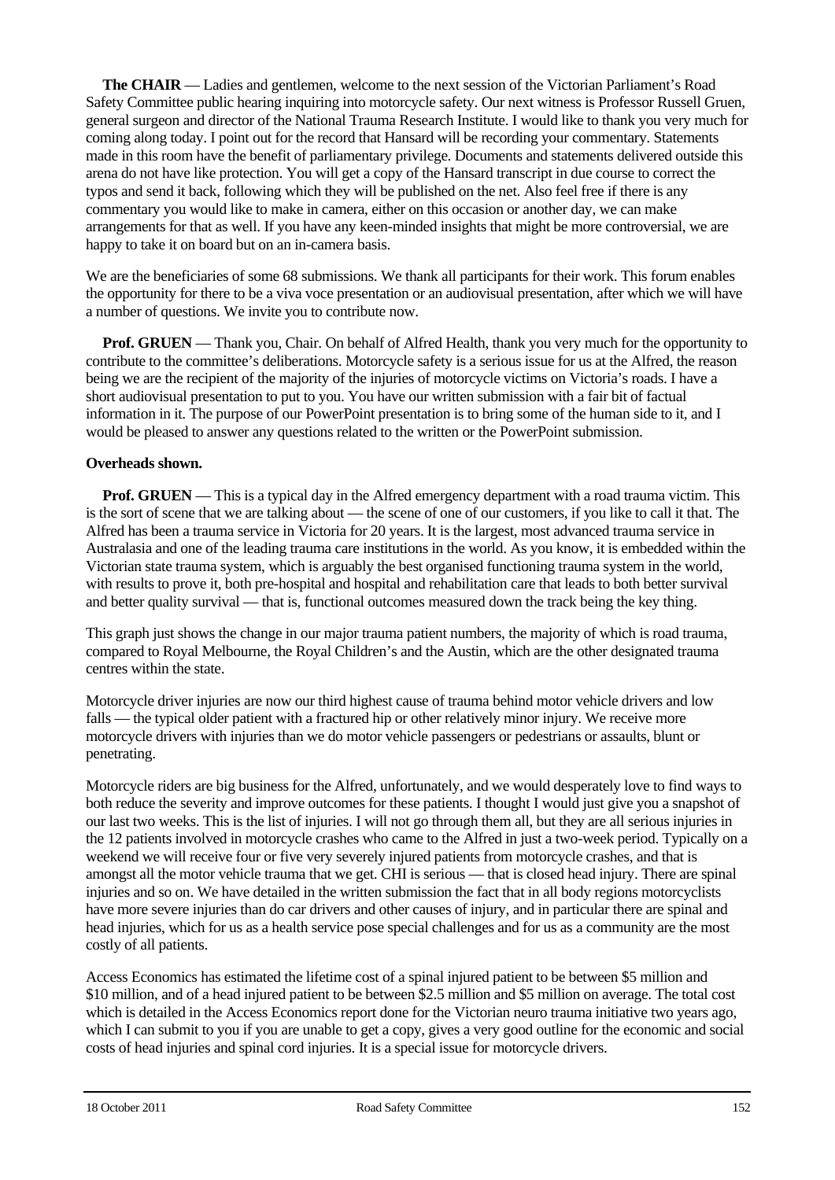**The CHAIR** — Ladies and gentlemen, welcome to the next session of the Victorian Parliament's Road Safety Committee public hearing inquiring into motorcycle safety. Our next witness is Professor Russell Gruen, general surgeon and director of the National Trauma Research Institute. I would like to thank you very much for coming along today. I point out for the record that Hansard will be recording your commentary. Statements made in this room have the benefit of parliamentary privilege. Documents and statements delivered outside this arena do not have like protection. You will get a copy of the Hansard transcript in due course to correct the typos and send it back, following which they will be published on the net. Also feel free if there is any commentary you would like to make in camera, either on this occasion or another day, we can make arrangements for that as well. If you have any keen-minded insights that might be more controversial, we are happy to take it on board but on an in-camera basis.

We are the beneficiaries of some 68 submissions. We thank all participants for their work. This forum enables the opportunity for there to be a viva voce presentation or an audiovisual presentation, after which we will have a number of questions. We invite you to contribute now.

**Prof. GRUEN** — Thank you, Chair. On behalf of Alfred Health, thank you very much for the opportunity to contribute to the committee's deliberations. Motorcycle safety is a serious issue for us at the Alfred, the reason being we are the recipient of the majority of the injuries of motorcycle victims on Victoria's roads. I have a short audiovisual presentation to put to you. You have our written submission with a fair bit of factual information in it. The purpose of our PowerPoint presentation is to bring some of the human side to it, and I would be pleased to answer any questions related to the written or the PowerPoint submission.

**Overheads shown.**

**Prof. GRUEN** — This is a typical day in the Alfred emergency department with a road trauma victim. This is the sort of scene that we are talking about — the scene of one of our customers, if you like to call it that. The Alfred has been a trauma service in Victoria for 20 years. It is the largest, most advanced trauma service in Australasia and one of the leading trauma care institutions in the world. As you know, it is embedded within the Victorian state trauma system, which is arguably the best organised functioning trauma system in the world, with results to prove it, both pre-hospital and hospital and rehabilitation care that leads to both better survival and better quality survival — that is, functional outcomes measured down the track being the key thing.

This graph just shows the change in our major trauma patient numbers, the majority of which is road trauma, compared to Royal Melbourne, the Royal Children's and the Austin, which are the other designated trauma centres within the state.

Motorcycle driver injuries are now our third highest cause of trauma behind motor vehicle drivers and low falls — the typical older patient with a fractured hip or other relatively minor injury. We receive more motorcycle drivers with injuries than we do motor vehicle passengers or pedestrians or assaults, blunt or penetrating.

Motorcycle riders are big business for the Alfred, unfortunately, and we would desperately love to find ways to both reduce the severity and improve outcomes for these patients. I thought I would just give you a snapshot of our last two weeks. This is the list of injuries. I will not go through them all, but they are all serious injuries in the 12 patients involved in motorcycle crashes who came to the Alfred in just a two-week period. Typically on a weekend we will receive four or five very severely injured patients from motorcycle crashes, and that is amongst all the motor vehicle trauma that we get. CHI is serious — that is closed head injury. There are spinal injuries and so on. We have detailed in the written submission the fact that in all body regions motorcyclists have more severe injuries than do car drivers and other causes of injury, and in particular there are spinal and head injuries, which for us as a health service pose special challenges and for us as a community are the most costly of all patients.

Access Economics has estimated the lifetime cost of a spinal injured patient to be between \$5 million and \$10 million, and of a head injured patient to be between \$2.5 million and \$5 million on average. The total cost which is detailed in the Access Economics report done for the Victorian neuro trauma initiative two years ago, which I can submit to you if you are unable to get a copy, gives a very good outline for the economic and social costs of head injuries and spinal cord injuries. It is a special issue for motorcycle drivers.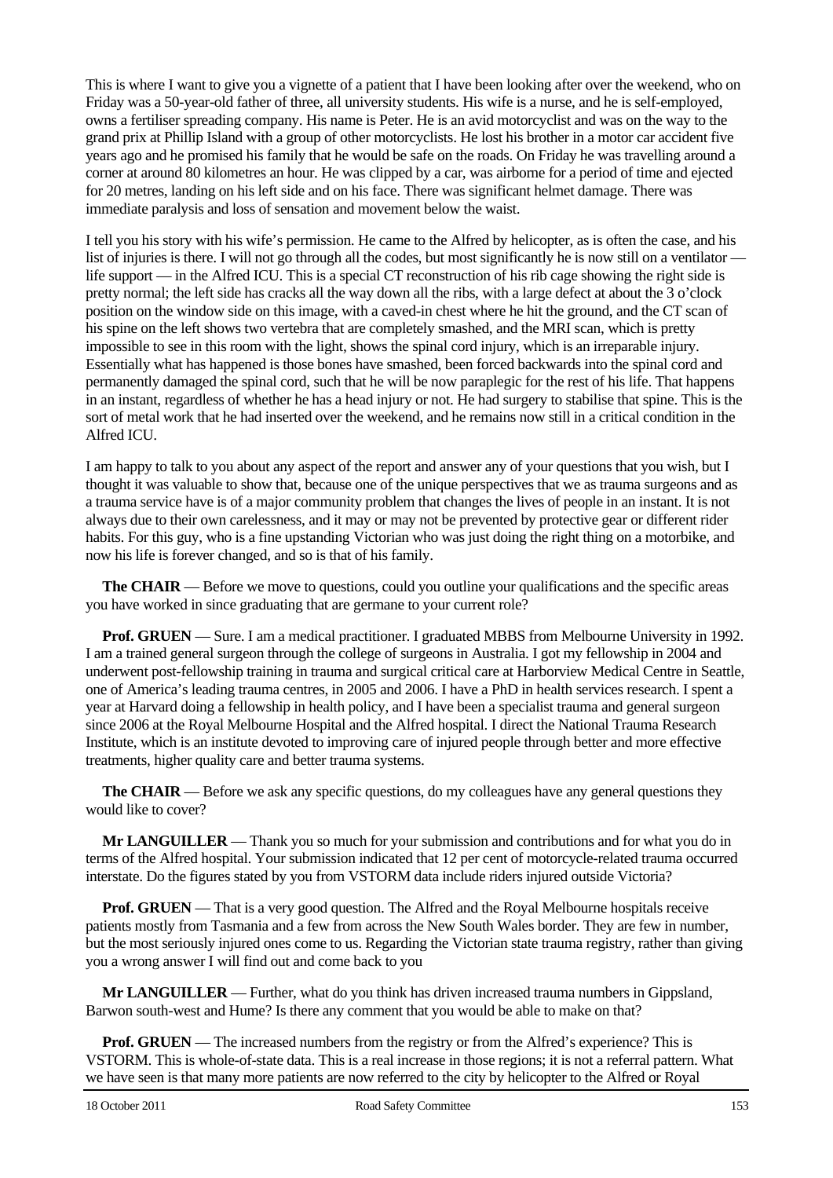This is where I want to give you a vignette of a patient that I have been looking after over the weekend, who on Friday was a 50-year-old father of three, all university students. His wife is a nurse, and he is self-employed, owns a fertiliser spreading company. His name is Peter. He is an avid motorcyclist and was on the way to the grand prix at Phillip Island with a group of other motorcyclists. He lost his brother in a motor car accident five years ago and he promised his family that he would be safe on the roads. On Friday he was travelling around a corner at around 80 kilometres an hour. He was clipped by a car, was airborne for a period of time and ejected for 20 metres, landing on his left side and on his face. There was significant helmet damage. There was immediate paralysis and loss of sensation and movement below the waist.

I tell you his story with his wife's permission. He came to the Alfred by helicopter, as is often the case, and his list of injuries is there. I will not go through all the codes, but most significantly he is now still on a ventilator — life support — in the Alfred ICU. This is a special CT reconstruction of his rib cage showing the right side is pretty normal; the left side has cracks all the way down all the ribs, with a large defect at about the 3 o'clock position on the window side on this image, with a caved-in chest where he hit the ground, and the CT scan of his spine on the left shows two vertebra that are completely smashed, and the MRI scan, which is pretty impossible to see in this room with the light, shows the spinal cord injury, which is an irreparable injury. Essentially what has happened is those bones have smashed, been forced backwards into the spinal cord and permanently damaged the spinal cord, such that he will be now paraplegic for the rest of his life. That happens in an instant, regardless of whether he has a head injury or not. He had surgery to stabilise that spine. This is the sort of metal work that he had inserted over the weekend, and he remains now still in a critical condition in the Alfred ICU.

I am happy to talk to you about any aspect of the report and answer any of your questions that you wish, but I thought it was valuable to show that, because one of the unique perspectives that we as trauma surgeons and as a trauma service have is of a major community problem that changes the lives of people in an instant. It is not always due to their own carelessness, and it may or may not be prevented by protective gear or different rider habits. For this guy, who is a fine upstanding Victorian who was just doing the right thing on a motorbike, and now his life is forever changed, and so is that of his family.

**The CHAIR** — Before we move to questions, could you outline your qualifications and the specific areas you have worked in since graduating that are germane to your current role?

**Prof. GRUEN** — Sure. I am a medical practitioner. I graduated MBBS from Melbourne University in 1992. I am a trained general surgeon through the college of surgeons in Australia. I got my fellowship in 2004 and underwent post-fellowship training in trauma and surgical critical care at Harborview Medical Centre in Seattle, one of America's leading trauma centres, in 2005 and 2006. I have a PhD in health services research. I spent a year at Harvard doing a fellowship in health policy, and I have been a specialist trauma and general surgeon since 2006 at the Royal Melbourne Hospital and the Alfred hospital. I direct the National Trauma Research Institute, which is an institute devoted to improving care of injured people through better and more effective treatments, higher quality care and better trauma systems.

**The CHAIR** — Before we ask any specific questions, do my colleagues have any general questions they would like to cover?

**Mr LANGUILLER** — Thank you so much for your submission and contributions and for what you do in terms of the Alfred hospital. Your submission indicated that 12 per cent of motorcycle-related trauma occurred interstate. Do the figures stated by you from VSTORM data include riders injured outside Victoria?

**Prof. GRUEN** — That is a very good question. The Alfred and the Royal Melbourne hospitals receive patients mostly from Tasmania and a few from across the New South Wales border. They are few in number, but the most seriously injured ones come to us. Regarding the Victorian state trauma registry, rather than giving you a wrong answer I will find out and come back to you

**Mr LANGUILLER** — Further, what do you think has driven increased trauma numbers in Gippsland, Barwon south-west and Hume? Is there any comment that you would be able to make on that?

**Prof. GRUEN** — The increased numbers from the registry or from the Alfred's experience? This is VSTORM. This is whole-of-state data. This is a real increase in those regions; it is not a referral pattern. What we have seen is that many more patients are now referred to the city by helicopter to the Alfred or Royal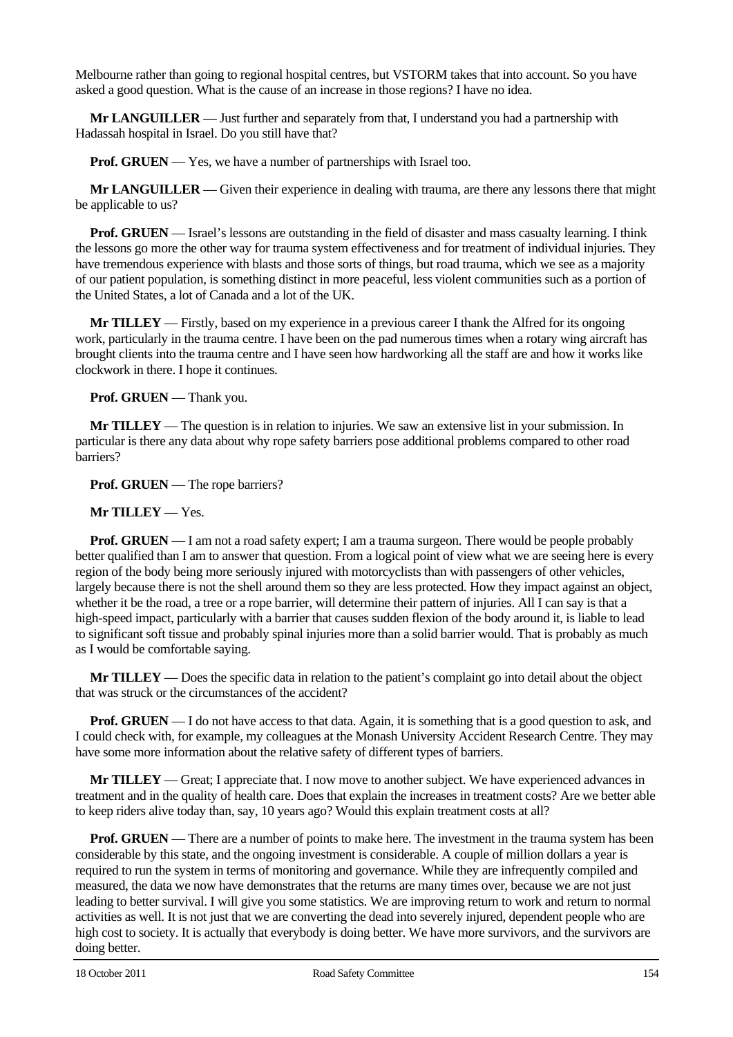Melbourne rather than going to regional hospital centres, but VSTORM takes that into account. So you have asked a good question. What is the cause of an increase in those regions? I have no idea.

**Mr LANGUILLER** — Just further and separately from that, I understand you had a partnership with Hadassah hospital in Israel. Do you still have that?

**Prof. GRUEN** — Yes, we have a number of partnerships with Israel too.

**Mr LANGUILLER** — Given their experience in dealing with trauma, are there any lessons there that might be applicable to us?

**Prof. GRUEN** — Israel's lessons are outstanding in the field of disaster and mass casualty learning. I think the lessons go more the other way for trauma system effectiveness and for treatment of individual injuries. They have tremendous experience with blasts and those sorts of things, but road trauma, which we see as a majority of our patient population, is something distinct in more peaceful, less violent communities such as a portion of the United States, a lot of Canada and a lot of the UK.

**Mr TILLEY** — Firstly, based on my experience in a previous career I thank the Alfred for its ongoing work, particularly in the trauma centre. I have been on the pad numerous times when a rotary wing aircraft has brought clients into the trauma centre and I have seen how hardworking all the staff are and how it works like clockwork in there. I hope it continues.

**Prof. GRUEN** — Thank you.

**Mr TILLEY** — The question is in relation to injuries. We saw an extensive list in your submission. In particular is there any data about why rope safety barriers pose additional problems compared to other road barriers?

**Prof. GRUEN** — The rope barriers?

**Mr TILLEY** — Yes.

**Prof. GRUEN** — I am not a road safety expert; I am a trauma surgeon. There would be people probably better qualified than I am to answer that question. From a logical point of view what we are seeing here is every region of the body being more seriously injured with motorcyclists than with passengers of other vehicles, largely because there is not the shell around them so they are less protected. How they impact against an object, whether it be the road, a tree or a rope barrier, will determine their pattern of injuries. All I can say is that a high-speed impact, particularly with a barrier that causes sudden flexion of the body around it, is liable to lead to significant soft tissue and probably spinal injuries more than a solid barrier would. That is probably as much as I would be comfortable saying.

**Mr TILLEY** — Does the specific data in relation to the patient's complaint go into detail about the object that was struck or the circumstances of the accident?

**Prof. GRUEN** — I do not have access to that data. Again, it is something that is a good question to ask, and I could check with, for example, my colleagues at the Monash University Accident Research Centre. They may have some more information about the relative safety of different types of barriers.

**Mr TILLEY** — Great; I appreciate that. I now move to another subject. We have experienced advances in treatment and in the quality of health care. Does that explain the increases in treatment costs? Are we better able to keep riders alive today than, say, 10 years ago? Would this explain treatment costs at all?

**Prof. GRUEN** — There are a number of points to make here. The investment in the trauma system has been considerable by this state, and the ongoing investment is considerable. A couple of million dollars a year is required to run the system in terms of monitoring and governance. While they are infrequently compiled and measured, the data we now have demonstrates that the returns are many times over, because we are not just leading to better survival. I will give you some statistics. We are improving return to work and return to normal activities as well. It is not just that we are converting the dead into severely injured, dependent people who are high cost to society. It is actually that everybody is doing better. We have more survivors, and the survivors are doing better.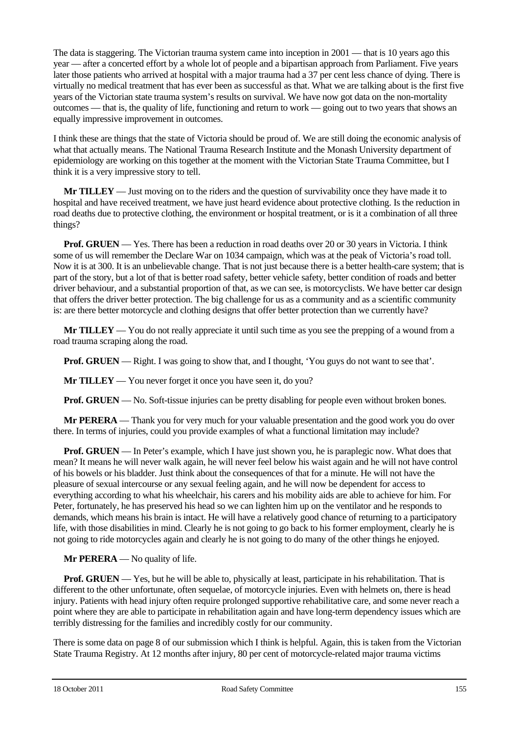The data is staggering. The Victorian trauma system came into inception in 2001 — that is 10 years ago this year — after a concerted effort by a whole lot of people and a bipartisan approach from Parliament. Five years later those patients who arrived at hospital with a major trauma had a 37 per cent less chance of dying. There is virtually no medical treatment that has ever been as successful as that. What we are talking about is the first five years of the Victorian state trauma system's results on survival. We have now got data on the non-mortality outcomes — that is, the quality of life, functioning and return to work — going out to two years that shows an equally impressive improvement in outcomes.

I think these are things that the state of Victoria should be proud of. We are still doing the economic analysis of what that actually means. The National Trauma Research Institute and the Monash University department of epidemiology are working on this together at the moment with the Victorian State Trauma Committee, but I think it is a very impressive story to tell.

**Mr TILLEY** — Just moving on to the riders and the question of survivability once they have made it to hospital and have received treatment, we have just heard evidence about protective clothing. Is the reduction in road deaths due to protective clothing, the environment or hospital treatment, or is it a combination of all three things?

**Prof. GRUEN** — Yes. There has been a reduction in road deaths over 20 or 30 years in Victoria. I think some of us will remember the Declare War on 1034 campaign, which was at the peak of Victoria's road toll. Now it is at 300. It is an unbelievable change. That is not just because there is a better health-care system; that is part of the story, but a lot of that is better road safety, better vehicle safety, better condition of roads and better driver behaviour, and a substantial proportion of that, as we can see, is motorcyclists. We have better car design that offers the driver better protection. The big challenge for us as a community and as a scientific community is: are there better motorcycle and clothing designs that offer better protection than we currently have?

**Mr TILLEY** — You do not really appreciate it until such time as you see the prepping of a wound from a road trauma scraping along the road.

**Prof. GRUEN** — Right. I was going to show that, and I thought, 'You guys do not want to see that'.

**Mr TILLEY** — You never forget it once you have seen it, do you?

**Prof. GRUEN** — No. Soft-tissue injuries can be pretty disabling for people even without broken bones.

**Mr PERERA** — Thank you for very much for your valuable presentation and the good work you do over there. In terms of injuries, could you provide examples of what a functional limitation may include?

**Prof. GRUEN** — In Peter's example, which I have just shown you, he is paraplegic now. What does that mean? It means he will never walk again, he will never feel below his waist again and he will not have control of his bowels or his bladder. Just think about the consequences of that for a minute. He will not have the pleasure of sexual intercourse or any sexual feeling again, and he will now be dependent for access to everything according to what his wheelchair, his carers and his mobility aids are able to achieve for him. For Peter, fortunately, he has preserved his head so we can lighten him up on the ventilator and he responds to demands, which means his brain is intact. He will have a relatively good chance of returning to a participatory life, with those disabilities in mind. Clearly he is not going to go back to his former employment, clearly he is not going to ride motorcycles again and clearly he is not going to do many of the other things he enjoyed.

**Mr PERERA** — No quality of life.

**Prof. GRUEN** — Yes, but he will be able to, physically at least, participate in his rehabilitation. That is different to the other unfortunate, often sequelae, of motorcycle injuries. Even with helmets on, there is head injury. Patients with head injury often require prolonged supportive rehabilitative care, and some never reach a point where they are able to participate in rehabilitation again and have long-term dependency issues which are terribly distressing for the families and incredibly costly for our community.

There is some data on page 8 of our submission which I think is helpful. Again, this is taken from the Victorian State Trauma Registry. At 12 months after injury, 80 per cent of motorcycle-related major trauma victims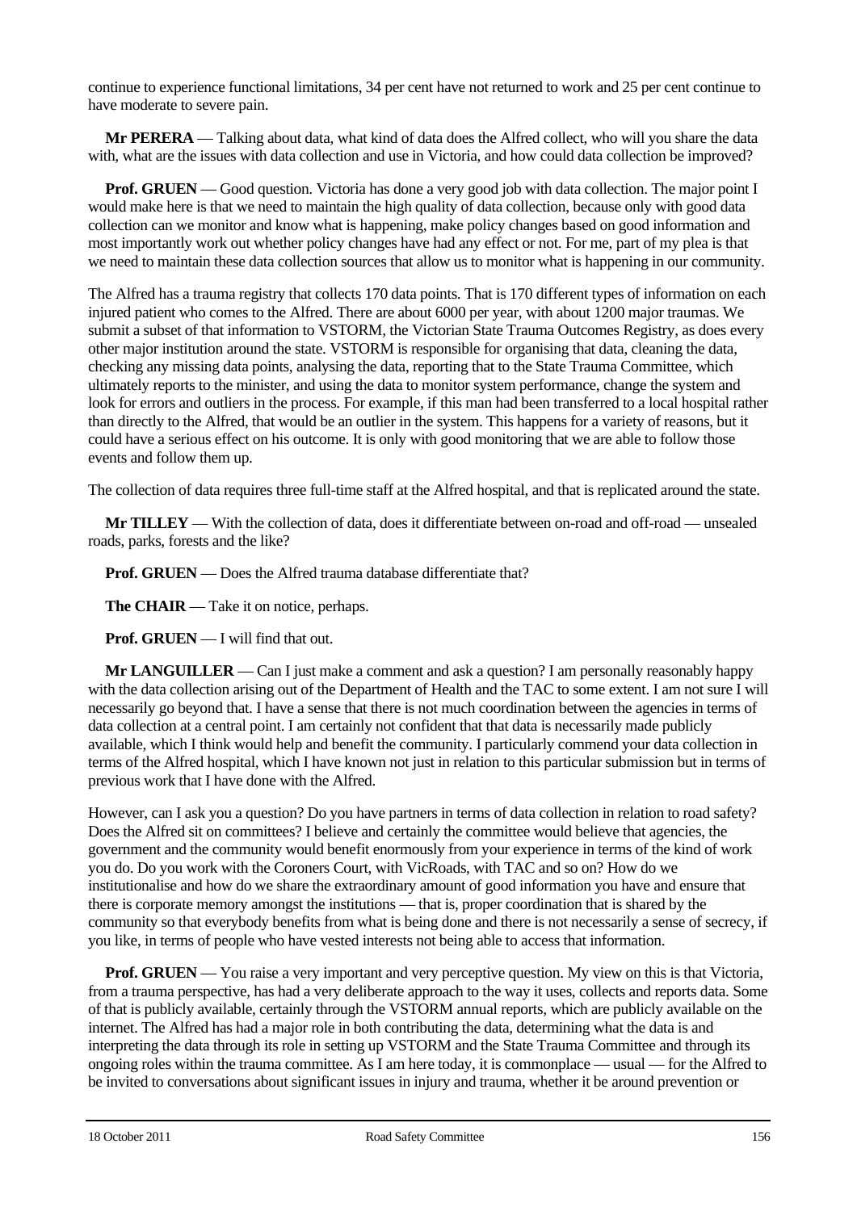continue to experience functional limitations, 34 per cent have not returned to work and 25 per cent continue to have moderate to severe pain.

**Mr PERERA** — Talking about data, what kind of data does the Alfred collect, who will you share the data with, what are the issues with data collection and use in Victoria, and how could data collection be improved?

**Prof. GRUEN** — Good question. Victoria has done a very good job with data collection. The major point I would make here is that we need to maintain the high quality of data collection, because only with good data collection can we monitor and know what is happening, make policy changes based on good information and most importantly work out whether policy changes have had any effect or not. For me, part of my plea is that we need to maintain these data collection sources that allow us to monitor what is happening in our community.

The Alfred has a trauma registry that collects 170 data points. That is 170 different types of information on each injured patient who comes to the Alfred. There are about 6000 per year, with about 1200 major traumas. We submit a subset of that information to VSTORM, the Victorian State Trauma Outcomes Registry, as does every other major institution around the state. VSTORM is responsible for organising that data, cleaning the data, checking any missing data points, analysing the data, reporting that to the State Trauma Committee, which ultimately reports to the minister, and using the data to monitor system performance, change the system and look for errors and outliers in the process. For example, if this man had been transferred to a local hospital rather than directly to the Alfred, that would be an outlier in the system. This happens for a variety of reasons, but it could have a serious effect on his outcome. It is only with good monitoring that we are able to follow those events and follow them up.

The collection of data requires three full-time staff at the Alfred hospital, and that is replicated around the state.

**Mr TILLEY** — With the collection of data, does it differentiate between on-road and off-road — unsealed roads, parks, forests and the like?

**Prof. GRUEN** — Does the Alfred trauma database differentiate that?

**The CHAIR** — Take it on notice, perhaps.

**Prof. GRUEN** — I will find that out.

**Mr LANGUILLER** — Can I just make a comment and ask a question? I am personally reasonably happy with the data collection arising out of the Department of Health and the TAC to some extent. I am not sure I will necessarily go beyond that. I have a sense that there is not much coordination between the agencies in terms of data collection at a central point. I am certainly not confident that that data is necessarily made publicly available, which I think would help and benefit the community. I particularly commend your data collection in terms of the Alfred hospital, which I have known not just in relation to this particular submission but in terms of previous work that I have done with the Alfred.

However, can I ask you a question? Do you have partners in terms of data collection in relation to road safety? Does the Alfred sit on committees? I believe and certainly the committee would believe that agencies, the government and the community would benefit enormously from your experience in terms of the kind of work you do. Do you work with the Coroners Court, with VicRoads, with TAC and so on? How do we institutionalise and how do we share the extraordinary amount of good information you have and ensure that there is corporate memory amongst the institutions — that is, proper coordination that is shared by the community so that everybody benefits from what is being done and there is not necessarily a sense of secrecy, if you like, in terms of people who have vested interests not being able to access that information.

**Prof. GRUEN** — You raise a very important and very perceptive question. My view on this is that Victoria, from a trauma perspective, has had a very deliberate approach to the way it uses, collects and reports data. Some of that is publicly available, certainly through the VSTORM annual reports, which are publicly available on the internet. The Alfred has had a major role in both contributing the data, determining what the data is and interpreting the data through its role in setting up VSTORM and the State Trauma Committee and through its ongoing roles within the trauma committee. As I am here today, it is commonplace — usual — for the Alfred to be invited to conversations about significant issues in injury and trauma, whether it be around prevention or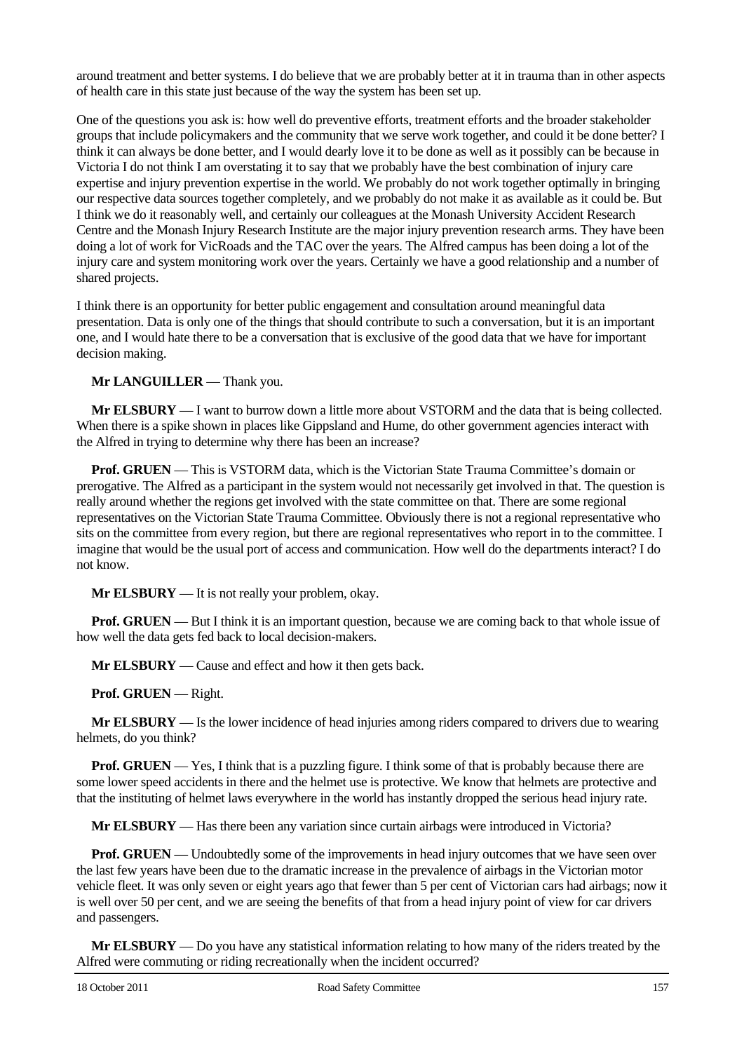around treatment and better systems. I do believe that we are probably better at it in trauma than in other aspects of health care in this state just because of the way the system has been set up.

One of the questions you ask is: how well do preventive efforts, treatment efforts and the broader stakeholder groups that include policymakers and the community that we serve work together, and could it be done better? I think it can always be done better, and I would dearly love it to be done as well as it possibly can be because in Victoria I do not think I am overstating it to say that we probably have the best combination of injury care expertise and injury prevention expertise in the world. We probably do not work together optimally in bringing our respective data sources together completely, and we probably do not make it as available as it could be. But I think we do it reasonably well, and certainly our colleagues at the Monash University Accident Research Centre and the Monash Injury Research Institute are the major injury prevention research arms. They have been doing a lot of work for VicRoads and the TAC over the years. The Alfred campus has been doing a lot of the injury care and system monitoring work over the years. Certainly we have a good relationship and a number of shared projects.

I think there is an opportunity for better public engagement and consultation around meaningful data presentation. Data is only one of the things that should contribute to such a conversation, but it is an important one, and I would hate there to be a conversation that is exclusive of the good data that we have for important decision making.

**Mr LANGUILLER** — Thank you.

**Mr ELSBURY** — I want to burrow down a little more about VSTORM and the data that is being collected. When there is a spike shown in places like Gippsland and Hume, do other government agencies interact with the Alfred in trying to determine why there has been an increase?

**Prof. GRUEN** — This is VSTORM data, which is the Victorian State Trauma Committee's domain or prerogative. The Alfred as a participant in the system would not necessarily get involved in that. The question is really around whether the regions get involved with the state committee on that. There are some regional representatives on the Victorian State Trauma Committee. Obviously there is not a regional representative who sits on the committee from every region, but there are regional representatives who report in to the committee. I imagine that would be the usual port of access and communication. How well do the departments interact? I do not know.

**Mr ELSBURY** — It is not really your problem, okay.

**Prof. GRUEN** — But I think it is an important question, because we are coming back to that whole issue of how well the data gets fed back to local decision-makers.

**Mr ELSBURY** — Cause and effect and how it then gets back.

**Prof. GRUEN** — Right.

**Mr ELSBURY** — Is the lower incidence of head injuries among riders compared to drivers due to wearing helmets, do you think?

**Prof. GRUEN** — Yes, I think that is a puzzling figure. I think some of that is probably because there are some lower speed accidents in there and the helmet use is protective. We know that helmets are protective and that the instituting of helmet laws everywhere in the world has instantly dropped the serious head injury rate.

**Mr ELSBURY** — Has there been any variation since curtain airbags were introduced in Victoria?

**Prof. GRUEN** — Undoubtedly some of the improvements in head injury outcomes that we have seen over the last few years have been due to the dramatic increase in the prevalence of airbags in the Victorian motor vehicle fleet. It was only seven or eight years ago that fewer than 5 per cent of Victorian cars had airbags; now it is well over 50 per cent, and we are seeing the benefits of that from a head injury point of view for car drivers and passengers.

**Mr ELSBURY** — Do you have any statistical information relating to how many of the riders treated by the Alfred were commuting or riding recreationally when the incident occurred?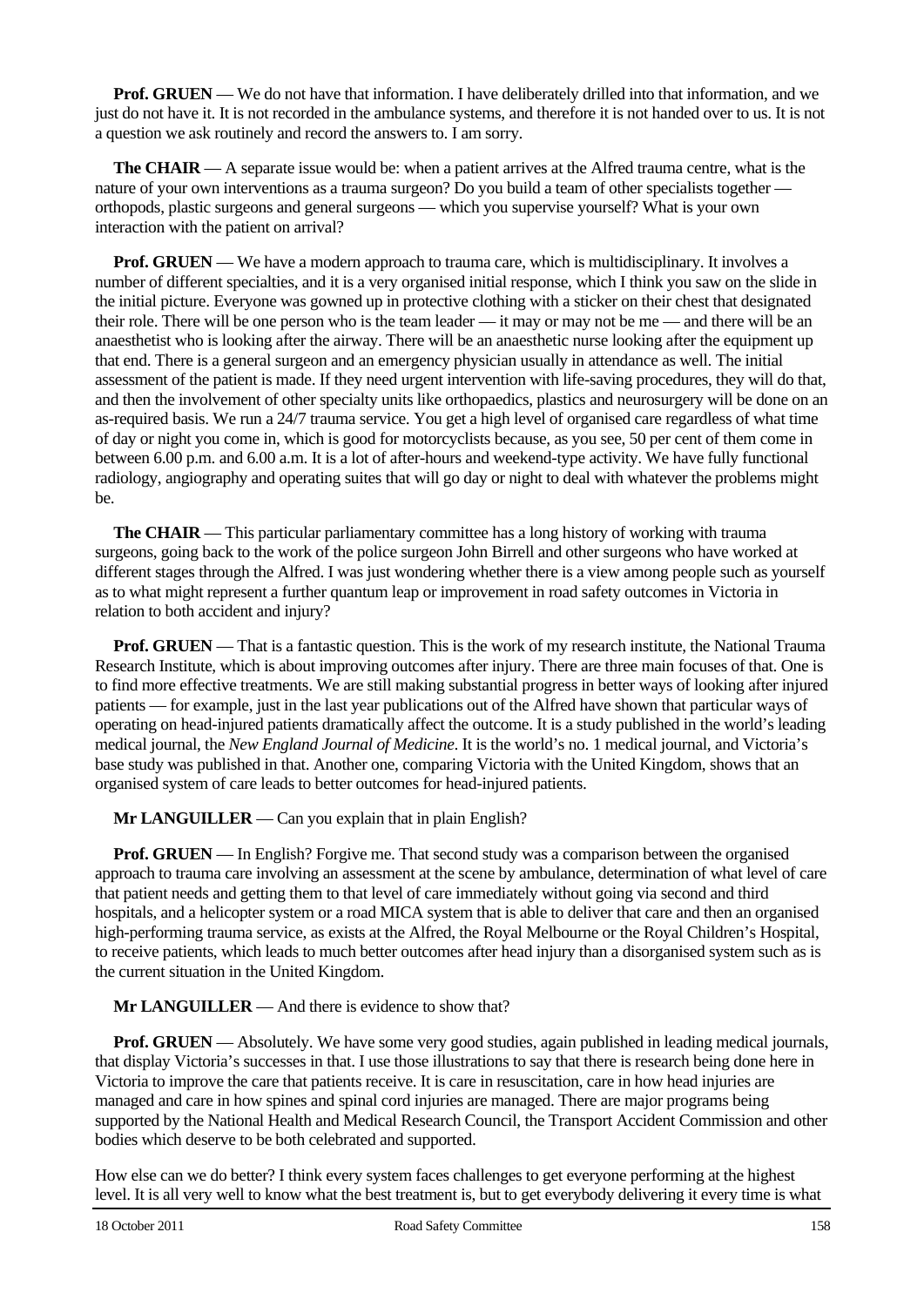**Prof. GRUEN** — We do not have that information. I have deliberately drilled into that information, and we just do not have it. It is not recorded in the ambulance systems, and therefore it is not handed over to us. It is not a question we ask routinely and record the answers to. I am sorry.

**The CHAIR** — A separate issue would be: when a patient arrives at the Alfred trauma centre, what is the nature of your own interventions as a trauma surgeon? Do you build a team of other specialists together — orthopods, plastic surgeons and general surgeons — which you supervise yourself? What is your own interaction with the patient on arrival?

**Prof. GRUEN** — We have a modern approach to trauma care, which is multidisciplinary. It involves a number of different specialties, and it is a very organised initial response, which I think you saw on the slide in the initial picture. Everyone was gowned up in protective clothing with a sticker on their chest that designated their role. There will be one person who is the team leader — it may or may not be me — and there will be an anaesthetist who is looking after the airway. There will be an anaesthetic nurse looking after the equipment up that end. There is a general surgeon and an emergency physician usually in attendance as well. The initial assessment of the patient is made. If they need urgent intervention with life-saving procedures, they will do that, and then the involvement of other specialty units like orthopaedics, plastics and neurosurgery will be done on an as-required basis. We run a 24/7 trauma service. You get a high level of organised care regardless of what time of day or night you come in, which is good for motorcyclists because, as you see, 50 per cent of them come in between 6.00 p.m. and 6.00 a.m. It is a lot of after-hours and weekend-type activity. We have fully functional radiology, angiography and operating suites that will go day or night to deal with whatever the problems might be.

**The CHAIR** — This particular parliamentary committee has a long history of working with trauma surgeons, going back to the work of the police surgeon John Birrell and other surgeons who have worked at different stages through the Alfred. I was just wondering whether there is a view among people such as yourself as to what might represent a further quantum leap or improvement in road safety outcomes in Victoria in relation to both accident and injury?

**Prof. GRUEN** — That is a fantastic question. This is the work of my research institute, the National Trauma Research Institute, which is about improving outcomes after injury. There are three main focuses of that. One is to find more effective treatments. We are still making substantial progress in better ways of looking after injured patients — for example, just in the last year publications out of the Alfred have shown that particular ways of operating on head-injured patients dramatically affect the outcome. It is a study published in the world's leading medical journal, the *New England Journal of Medicine*. It is the world's no. 1 medical journal, and Victoria's base study was published in that. Another one, comparing Victoria with the United Kingdom, shows that an organised system of care leads to better outcomes for head-injured patients.

**Mr LANGUILLER** — Can you explain that in plain English?

**Prof. GRUEN** — In English? Forgive me. That second study was a comparison between the organised approach to trauma care involving an assessment at the scene by ambulance, determination of what level of care that patient needs and getting them to that level of care immediately without going via second and third hospitals, and a helicopter system or a road MICA system that is able to deliver that care and then an organised high-performing trauma service, as exists at the Alfred, the Royal Melbourne or the Royal Children's Hospital, to receive patients, which leads to much better outcomes after head injury than a disorganised system such as is the current situation in the United Kingdom.

**Mr LANGUILLER** — And there is evidence to show that?

**Prof. GRUEN** — Absolutely. We have some very good studies, again published in leading medical journals, that display Victoria's successes in that. I use those illustrations to say that there is research being done here in Victoria to improve the care that patients receive. It is care in resuscitation, care in how head injuries are managed and care in how spines and spinal cord injuries are managed. There are major programs being supported by the National Health and Medical Research Council, the Transport Accident Commission and other bodies which deserve to be both celebrated and supported.

How else can we do better? I think every system faces challenges to get everyone performing at the highest level. It is all very well to know what the best treatment is, but to get everybody delivering it every time is what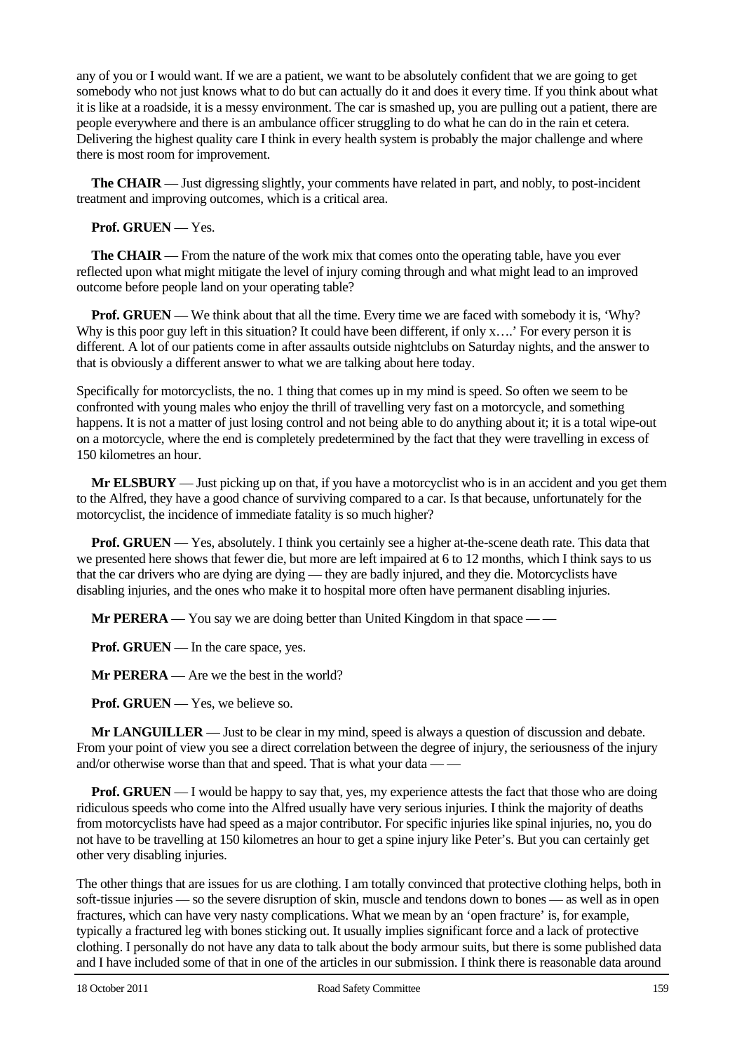any of you or I would want. If we are a patient, we want to be absolutely confident that we are going to get somebody who not just knows what to do but can actually do it and does it every time. If you think about what it is like at a roadside, it is a messy environment. The car is smashed up, you are pulling out a patient, there are people everywhere and there is an ambulance officer struggling to do what he can do in the rain et cetera. Delivering the highest quality care I think in every health system is probably the major challenge and where there is most room for improvement.

**The CHAIR** — Just digressing slightly, your comments have related in part, and nobly, to post-incident treatment and improving outcomes, which is a critical area.

**Prof. GRUEN** — Yes.

**The CHAIR** — From the nature of the work mix that comes onto the operating table, have you ever reflected upon what might mitigate the level of injury coming through and what might lead to an improved outcome before people land on your operating table?

**Prof. GRUEN** — We think about that all the time. Every time we are faced with somebody it is, 'Why? Why is this poor guy left in this situation? It could have been different, if only x….' For every person it is different. A lot of our patients come in after assaults outside nightclubs on Saturday nights, and the answer to that is obviously a different answer to what we are talking about here today.

Specifically for motorcyclists, the no. 1 thing that comes up in my mind is speed. So often we seem to be confronted with young males who enjoy the thrill of travelling very fast on a motorcycle, and something happens. It is not a matter of just losing control and not being able to do anything about it; it is a total wipe-out on a motorcycle, where the end is completely predetermined by the fact that they were travelling in excess of 150 kilometres an hour.

**Mr ELSBURY** — Just picking up on that, if you have a motorcyclist who is in an accident and you get them to the Alfred, they have a good chance of surviving compared to a car. Is that because, unfortunately for the motorcyclist, the incidence of immediate fatality is so much higher?

**Prof. GRUEN** — Yes, absolutely. I think you certainly see a higher at-the-scene death rate. This data that we presented here shows that fewer die, but more are left impaired at 6 to 12 months, which I think says to us that the car drivers who are dying are dying — they are badly injured, and they die. Motorcyclists have disabling injuries, and the ones who make it to hospital more often have permanent disabling injuries.

**Mr PERERA** — You say we are doing better than United Kingdom in that space — —

**Prof. GRUEN** — In the care space, yes.

**Mr PERERA** — Are we the best in the world?

**Prof. GRUEN** — Yes, we believe so.

**Mr LANGUILLER** — Just to be clear in my mind, speed is always a question of discussion and debate. From your point of view you see a direct correlation between the degree of injury, the seriousness of the injury and/or otherwise worse than that and speed. That is what your data — —

**Prof. GRUEN** — I would be happy to say that, yes, my experience attests the fact that those who are doing ridiculous speeds who come into the Alfred usually have very serious injuries. I think the majority of deaths from motorcyclists have had speed as a major contributor. For specific injuries like spinal injuries, no, you do not have to be travelling at 150 kilometres an hour to get a spine injury like Peter's. But you can certainly get other very disabling injuries.

The other things that are issues for us are clothing. I am totally convinced that protective clothing helps, both in soft-tissue injuries — so the severe disruption of skin, muscle and tendons down to bones — as well as in open fractures, which can have very nasty complications. What we mean by an 'open fracture' is, for example, typically a fractured leg with bones sticking out. It usually implies significant force and a lack of protective clothing. I personally do not have any data to talk about the body armour suits, but there is some published data and I have included some of that in one of the articles in our submission. I think there is reasonable data around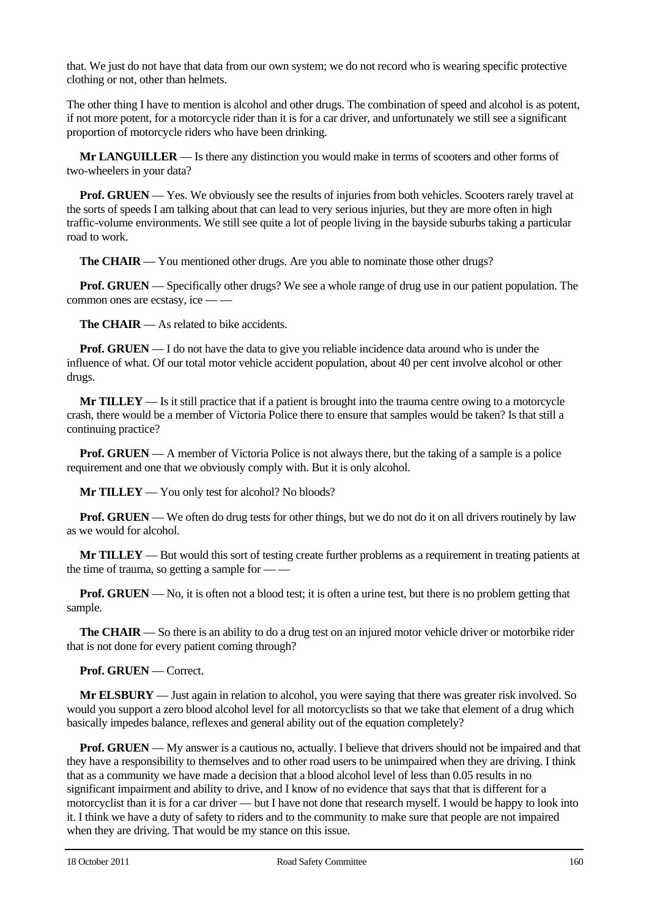that. We just do not have that data from our own system; we do not record who is wearing specific protective clothing or not, other than helmets.

The other thing I have to mention is alcohol and other drugs. The combination of speed and alcohol is as potent, if not more potent, for a motorcycle rider than it is for a car driver, and unfortunately we still see a significant proportion of motorcycle riders who have been drinking.

**Mr LANGUILLER** — Is there any distinction you would make in terms of scooters and other forms of two-wheelers in your data?

**Prof. GRUEN** — Yes. We obviously see the results of injuries from both vehicles. Scooters rarely travel at the sorts of speeds I am talking about that can lead to very serious injuries, but they are more often in high traffic-volume environments. We still see quite a lot of people living in the bayside suburbs taking a particular road to work.

**The CHAIR** — You mentioned other drugs. Are you able to nominate those other drugs?

**Prof. GRUEN** — Specifically other drugs? We see a whole range of drug use in our patient population. The common ones are ecstasy, ice — —

**The CHAIR** — As related to bike accidents.

**Prof. GRUEN** — I do not have the data to give you reliable incidence data around who is under the influence of what. Of our total motor vehicle accident population, about 40 per cent involve alcohol or other drugs.

**Mr TILLEY** — Is it still practice that if a patient is brought into the trauma centre owing to a motorcycle crash, there would be a member of Victoria Police there to ensure that samples would be taken? Is that still a continuing practice?

**Prof. GRUEN** — A member of Victoria Police is not always there, but the taking of a sample is a police requirement and one that we obviously comply with. But it is only alcohol.

**Mr TILLEY** — You only test for alcohol? No bloods?

**Prof. GRUEN** — We often do drug tests for other things, but we do not do it on all drivers routinely by law as we would for alcohol.

**Mr TILLEY** — But would this sort of testing create further problems as a requirement in treating patients at the time of trauma, so getting a sample for — —

**Prof. GRUEN** — No, it is often not a blood test; it is often a urine test, but there is no problem getting that sample.

**The CHAIR** — So there is an ability to do a drug test on an injured motor vehicle driver or motorbike rider that is not done for every patient coming through?

**Prof. GRUEN** — Correct.

**Mr ELSBURY** — Just again in relation to alcohol, you were saying that there was greater risk involved. So would you support a zero blood alcohol level for all motorcyclists so that we take that element of a drug which basically impedes balance, reflexes and general ability out of the equation completely?

**Prof. GRUEN** — My answer is a cautious no, actually. I believe that drivers should not be impaired and that they have a responsibility to themselves and to other road users to be unimpaired when they are driving. I think that as a community we have made a decision that a blood alcohol level of less than 0.05 results in no significant impairment and ability to drive, and I know of no evidence that says that that is different for a motorcyclist than it is for a car driver — but I have not done that research myself. I would be happy to look into it. I think we have a duty of safety to riders and to the community to make sure that people are not impaired when they are driving. That would be my stance on this issue.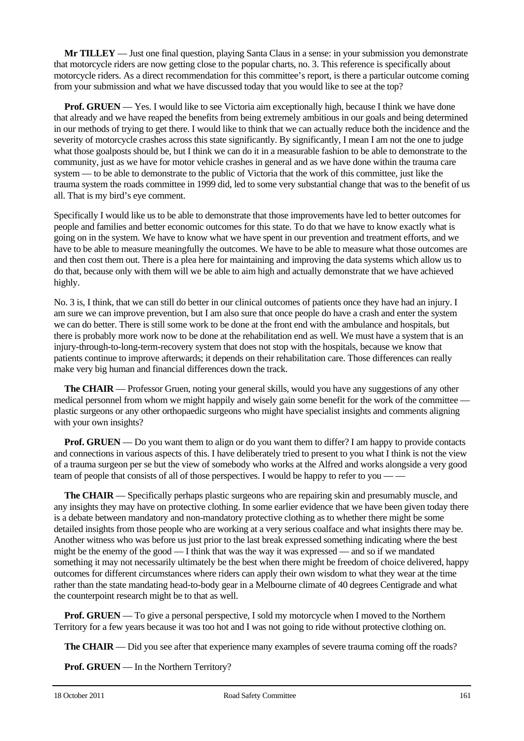**Mr TILLEY** — Just one final question, playing Santa Claus in a sense: in your submission you demonstrate that motorcycle riders are now getting close to the popular charts, no. 3. This reference is specifically about motorcycle riders. As a direct recommendation for this committee's report, is there a particular outcome coming from your submission and what we have discussed today that you would like to see at the top?

**Prof. GRUEN** — Yes. I would like to see Victoria aim exceptionally high, because I think we have done that already and we have reaped the benefits from being extremely ambitious in our goals and being determined in our methods of trying to get there. I would like to think that we can actually reduce both the incidence and the severity of motorcycle crashes across this state significantly. By significantly, I mean I am not the one to judge what those goalposts should be, but I think we can do it in a measurable fashion to be able to demonstrate to the community, just as we have for motor vehicle crashes in general and as we have done within the trauma care system — to be able to demonstrate to the public of Victoria that the work of this committee, just like the trauma system the roads committee in 1999 did, led to some very substantial change that was to the benefit of us all. That is my bird's eye comment.

Specifically I would like us to be able to demonstrate that those improvements have led to better outcomes for people and families and better economic outcomes for this state. To do that we have to know exactly what is going on in the system. We have to know what we have spent in our prevention and treatment efforts, and we have to be able to measure meaningfully the outcomes. We have to be able to measure what those outcomes are and then cost them out. There is a plea here for maintaining and improving the data systems which allow us to do that, because only with them will we be able to aim high and actually demonstrate that we have achieved highly.

No. 3 is, I think, that we can still do better in our clinical outcomes of patients once they have had an injury. I am sure we can improve prevention, but I am also sure that once people do have a crash and enter the system we can do better. There is still some work to be done at the front end with the ambulance and hospitals, but there is probably more work now to be done at the rehabilitation end as well. We must have a system that is an injury-through-to-long-term-recovery system that does not stop with the hospitals, because we know that patients continue to improve afterwards; it depends on their rehabilitation care. Those differences can really make very big human and financial differences down the track.

**The CHAIR** — Professor Gruen, noting your general skills, would you have any suggestions of any other medical personnel from whom we might happily and wisely gain some benefit for the work of the committee — plastic surgeons or any other orthopaedic surgeons who might have specialist insights and comments aligning with your own insights?

**Prof. GRUEN** — Do you want them to align or do you want them to differ? I am happy to provide contacts and connections in various aspects of this. I have deliberately tried to present to you what I think is not the view of a trauma surgeon per se but the view of somebody who works at the Alfred and works alongside a very good team of people that consists of all of those perspectives. I would be happy to refer to you — —

**The CHAIR** — Specifically perhaps plastic surgeons who are repairing skin and presumably muscle, and any insights they may have on protective clothing. In some earlier evidence that we have been given today there is a debate between mandatory and non-mandatory protective clothing as to whether there might be some detailed insights from those people who are working at a very serious coalface and what insights there may be. Another witness who was before us just prior to the last break expressed something indicating where the best might be the enemy of the good — I think that was the way it was expressed — and so if we mandated something it may not necessarily ultimately be the best when there might be freedom of choice delivered, happy outcomes for different circumstances where riders can apply their own wisdom to what they wear at the time rather than the state mandating head-to-body gear in a Melbourne climate of 40 degrees Centigrade and what the counterpoint research might be to that as well.

**Prof. GRUEN** — To give a personal perspective, I sold my motorcycle when I moved to the Northern Territory for a few years because it was too hot and I was not going to ride without protective clothing on.

**The CHAIR** — Did you see after that experience many examples of severe trauma coming off the roads?

**Prof. GRUEN** — In the Northern Territory?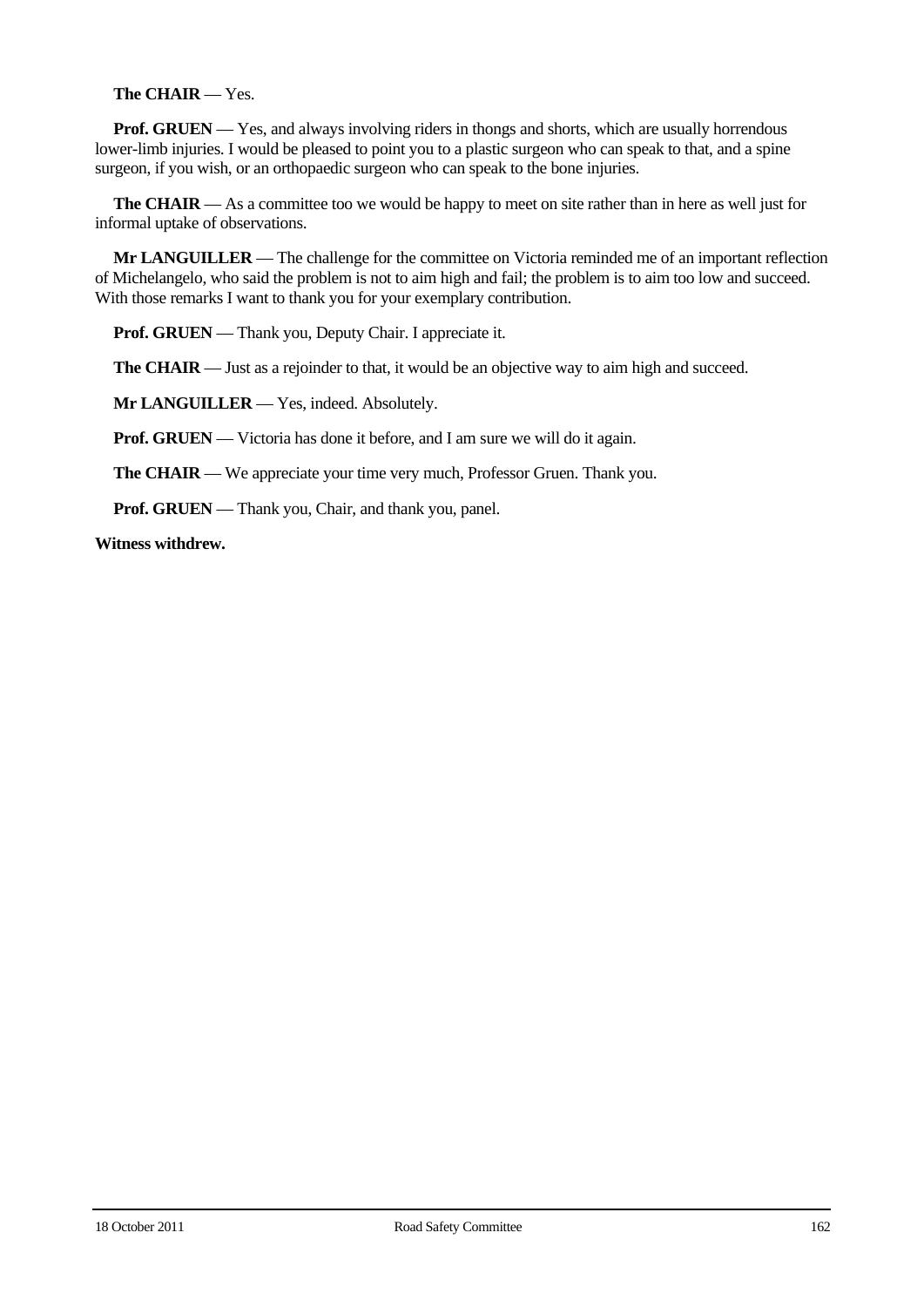**The CHAIR** — Yes.

**Prof. GRUEN** — Yes, and always involving riders in thongs and shorts, which are usually horrendous lower-limb injuries. I would be pleased to point you to a plastic surgeon who can speak to that, and a spine surgeon, if you wish, or an orthopaedic surgeon who can speak to the bone injuries.

**The CHAIR** — As a committee too we would be happy to meet on site rather than in here as well just for informal uptake of observations.

**Mr LANGUILLER** — The challenge for the committee on Victoria reminded me of an important reflection of Michelangelo, who said the problem is not to aim high and fail; the problem is to aim too low and succeed. With those remarks I want to thank you for your exemplary contribution.

**Prof. GRUEN** — Thank you, Deputy Chair. I appreciate it.

**The CHAIR** — Just as a rejoinder to that, it would be an objective way to aim high and succeed.

**Mr LANGUILLER** — Yes, indeed. Absolutely.

**Prof. GRUEN** — Victoria has done it before, and I am sure we will do it again.

**The CHAIR** — We appreciate your time very much, Professor Gruen. Thank you.

**Prof. GRUEN** — Thank you, Chair, and thank you, panel.

**Witness withdrew.**